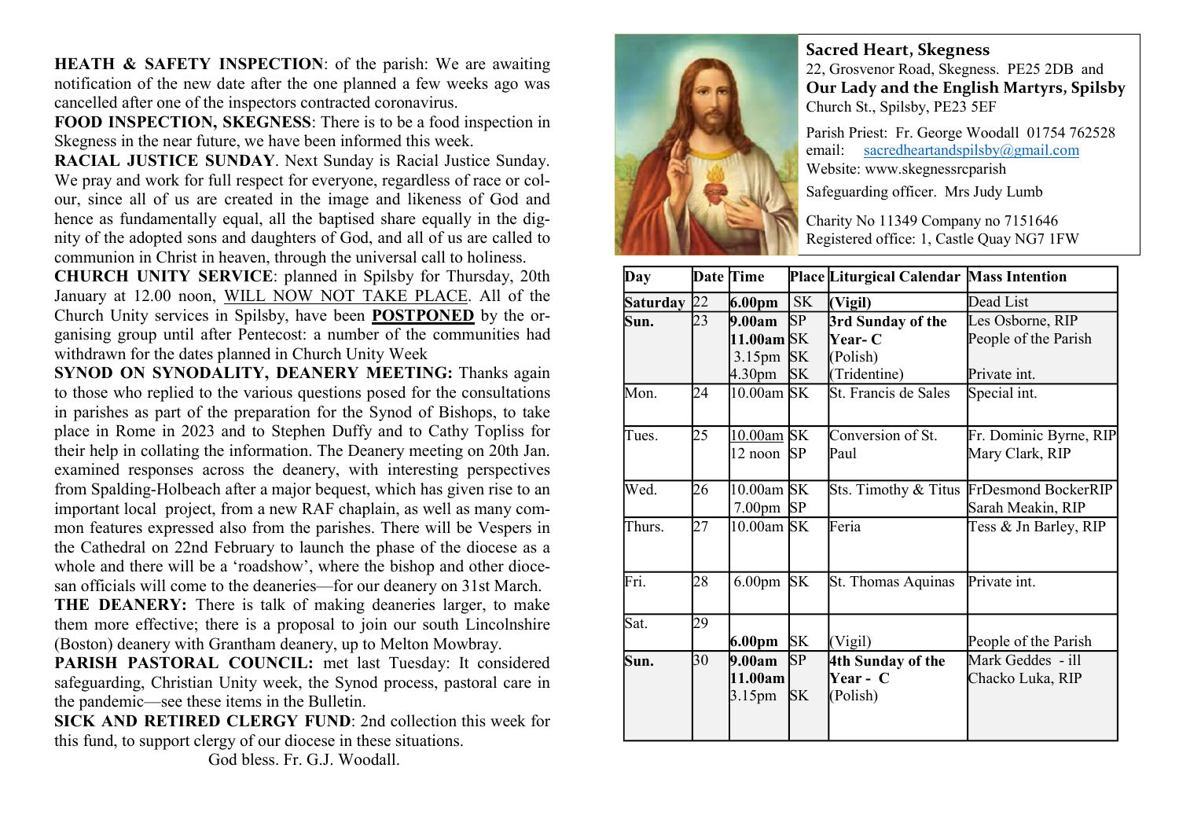**HEATH & SAFETY INSPECTION**: of the parish: We are awaiting notification of the new date after the one planned a few weeks ago was cancelled after one of the inspectors contracted coronavirus.

**FOOD INSPECTION, SKEGNESS**: There is to be a food inspection in Skegness in the near future, we have been informed this week.

**RACIAL JUSTICE SUNDAY**. Next Sunday is Racial Justice Sunday. We pray and work for full respect for everyone, regardless of race or colour, since all of us are created in the image and likeness of God and hence as fundamentally equal, all the baptised share equally in the dignity of the adopted sons and daughters of God, and all of us are called to communion in Christ in heaven, through the universal call to holiness.

**CHURCH UNITY SERVICE**: planned in Spilsby for Thursday, 20th January at 12.00 noon, WILL NOW NOT TAKE PLACE. All of the Church Unity services in Spilsby, have been **POSTPONED** by the organising group until after Pentecost: a number of the communities had withdrawn for the dates planned in Church Unity Week

**SYNOD ON SYNODALITY, DEANERY MEETING:** Thanks again to those who replied to the various questions posed for the consultations in parishes as part of the preparation for the Synod of Bishops, to take place in Rome in 2023 and to Stephen Duffy and to Cathy Topliss for their help in collating the information. The Deanery meeting on 20th Jan. examined responses across the deanery, with interesting perspectives from Spalding-Holbeach after a major bequest, which has given rise to an important local project, from a new RAF chaplain, as well as many common features expressed also from the parishes. There will be Vespers in the Cathedral on 22nd February to launch the phase of the diocese as a whole and there will be a 'roadshow', where the bishop and other diocesan officials will come to the deaneries—for our deanery on 31st March.

**THE DEANERY:** There is talk of making deaneries larger, to make them more effective; there is a proposal to join our south Lincolnshire (Boston) deanery with Grantham deanery, up to Melton Mowbray.

**PARISH PASTORAL COUNCIL:** met last Tuesday: It considered safeguarding, Christian Unity week, the Synod process, pastoral care in the pandemic—see these items in the Bulletin.

**SICK AND RETIRED CLERGY FUND**: 2nd collection this week for this fund, to support clergy of our diocese in these situations.

God bless. Fr. G.J. Woodall.

**Sacred Heart, Skegness**
22, Grosvenor Road, Skegness. PE25 2DB and
**Our Lady and the English Martyrs, Spilsby**
Church St., Spilsby, PE23 5EF

Parish Priest: Fr. George Woodall 01754 762528
email: sacredheartandspilsby@gmail.com
Website: www.skegnessrcparish
Safeguarding officer. Mrs Judy Lumb

Charity No 11349 Company no 7151646
Registered office: 1, Castle Quay NG7 1FW

| Day | Date | Time | Place | Liturgical Calendar | Mass Intention |
|---|---|---|---|---|---|
| **Saturday** | 22 | **6.00pm** | SK | **(Vigil)** | Dead List |
| **Sun.** | 23 | **9.00am**<br>**11.00am**<br>3.15pm<br>4.30pm | SP<br>SK<br>SK<br>SK | **3rd Sunday of the Year- C**<br>(Polish)<br>(Tridentine) | Les Osborne, RIP<br>People of the Parish<br><br>Private int. |
| Mon. | 24 | 10.00am | SK | St. Francis de Sales | Special int. |
| Tues. | 25 | 10.00am<br>12 noon | SK<br>SP | Conversion of St. Paul | Fr. Dominic Byrne, RIP<br>Mary Clark, RIP |
| Wed. | 26 | 10.00am<br>7.00pm | SK<br>SP | Sts. Timothy & Titus | FrDesmond BockerRIP<br>Sarah Meakin, RIP |
| Thurs. | 27 | 10.00am | SK | Feria | Tess & Jn Barley, RIP |
| Fri. | 28 | 6.00pm | SK | St. Thomas Aquinas | Private int. |
| Sat. | 29 | **6.00pm** | SK | (Vigil) | People of the Parish |
| **Sun.** | 30 | **9.00am**<br>**11.00am**<br>3.15pm | SP<br><br>SK | **4th Sunday of the Year - C**<br>(Polish) | Mark Geddes - ill<br>Chacko Luka, RIP |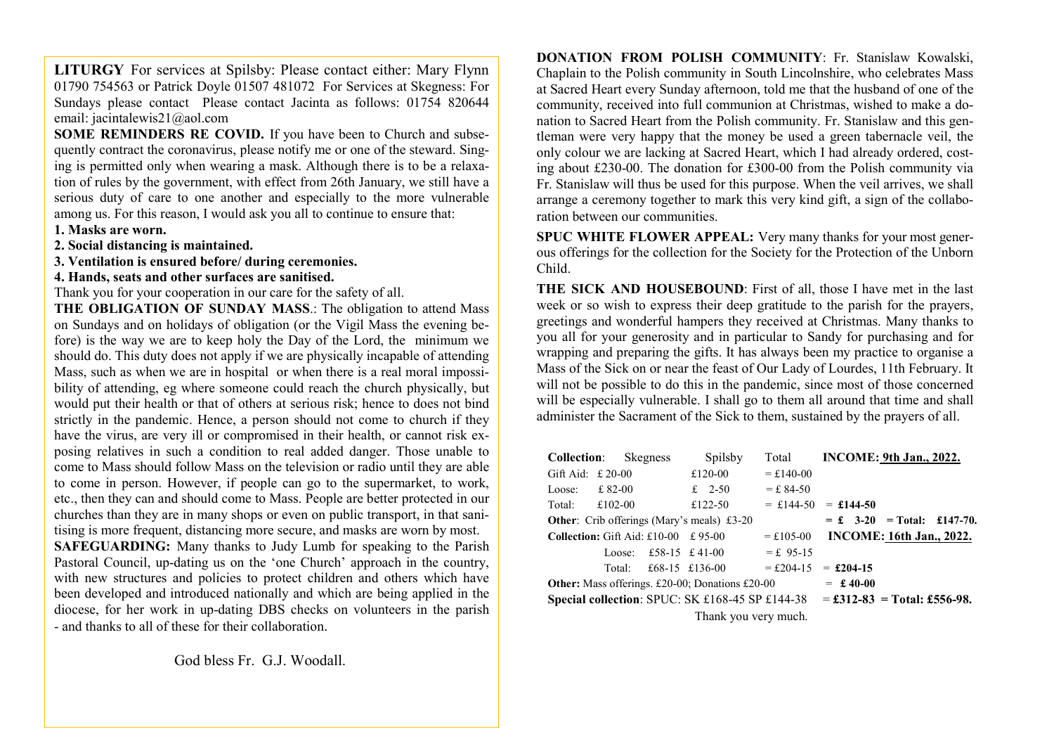**LITURGY** For services at Spilsby: Please contact either: Mary Flynn 01790 754563 or Patrick Doyle 01507 481072 For Services at Skegness: For Sundays please contact Please contact Jacinta as follows: 01754 820644 email: jacintalewis21@aol.com

**SOME REMINDERS RE COVID.** If you have been to Church and subsequently contract the coronavirus, please notify me or one of the steward. Singing is permitted only when wearing a mask. Although there is to be a relaxation of rules by the government, with effect from 26th January, we still have a serious duty of care to one another and especially to the more vulnerable among us. For this reason, I would ask you all to continue to ensure that:

**1. Masks are worn.**
**2. Social distancing is maintained.**
**3. Ventilation is ensured before/ during ceremonies.**
**4. Hands, seats and other surfaces are sanitised.**

Thank you for your cooperation in our care for the safety of all.

**THE OBLIGATION OF SUNDAY MASS**.: The obligation to attend Mass on Sundays and on holidays of obligation (or the Vigil Mass the evening before) is the way we are to keep holy the Day of the Lord, the minimum we should do. This duty does not apply if we are physically incapable of attending Mass, such as when we are in hospital or when there is a real moral impossibility of attending, eg where someone could reach the church physically, but would put their health or that of others at serious risk; hence to does not bind strictly in the pandemic. Hence, a person should not come to church if they have the virus, are very ill or compromised in their health, or cannot risk exposing relatives in such a condition to real added danger. Those unable to come to Mass should follow Mass on the television or radio until they are able to come in person. However, if people can go to the supermarket, to work, etc., then they can and should come to Mass. People are better protected in our churches than they are in many shops or even on public transport, in that sanitising is more frequent, distancing more secure, and masks are worn by most.

**SAFEGUARDING:** Many thanks to Judy Lumb for speaking to the Parish Pastoral Council, up-dating us on the 'one Church' approach in the country, with new structures and policies to protect children and others which have been developed and introduced nationally and which are being applied in the diocese, for her work in up-dating DBS checks on volunteers in the parish - and thanks to all of these for their collaboration.

God bless Fr. G.J. Woodall.

**DONATION FROM POLISH COMMUNITY**: Fr. Stanislaw Kowalski, Chaplain to the Polish community in South Lincolnshire, who celebrates Mass at Sacred Heart every Sunday afternoon, told me that the husband of one of the community, received into full communion at Christmas, wished to make a donation to Sacred Heart from the Polish community. Fr. Stanislaw and this gentleman were very happy that the money be used a green tabernacle veil, the only colour we are lacking at Sacred Heart, which I had already ordered, costing about £230-00. The donation for £300-00 from the Polish community via Fr. Stanislaw will thus be used for this purpose. When the veil arrives, we shall arrange a ceremony together to mark this very kind gift, a sign of the collaboration between our communities.

**SPUC WHITE FLOWER APPEAL:** Very many thanks for your most generous offerings for the collection for the Society for the Protection of the Unborn Child.

**THE SICK AND HOUSEBOUND**: First of all, those I have met in the last week or so wish to express their deep gratitude to the parish for the prayers, greetings and wonderful hampers they received at Christmas. Many thanks to you all for your generosity and in particular to Sandy for purchasing and for wrapping and preparing the gifts. It has always been my practice to organise a Mass of the Sick on or near the feast of Our Lady of Lourdes, 11th February. It will not be possible to do this in the pandemic, since most of those concerned will be especially vulnerable. I shall go to them all around that time and shall administer the Sacrament of the Sick to them, sustained by the prayers of all.

| **Collection**: | Skegness | Spilsby | Total | **INCOME: 9th Jan., 2022.** |
|---|---|---|---|---|
| Gift Aid: | £ 20-00 | £120-00 | = £140-00 | |
| Loose: | £ 82-00 | £ 2-50 | = £ 84-50 | |
| Total: | £102-00 | £122-50 | = £144-50 | = **£144-50** |
| **Other**: Crib offerings (Mary's meals) £3-20 | | | | **= £ 3-20 = Total: £147-70.** |
| **Collection:** Gift Aid: | £10-00 | £ 95-00 | = £105-00 | **INCOME: 16th Jan., 2022.** |
| Loose: | £58-15 | £ 41-00 | = £ 95-15 | |
| Total: | £68-15 | £136-00 | = £204-15 | = **£204-15** |
| **Other:** Mass offerings. £20-00; Donations £20-00 | | | | = **£ 40-00** |
| **Special collection**: SPUC: SK £168-45 SP £144-38 | | | | **= £312-83 = Total: £556-98.** |

Thank you very much.